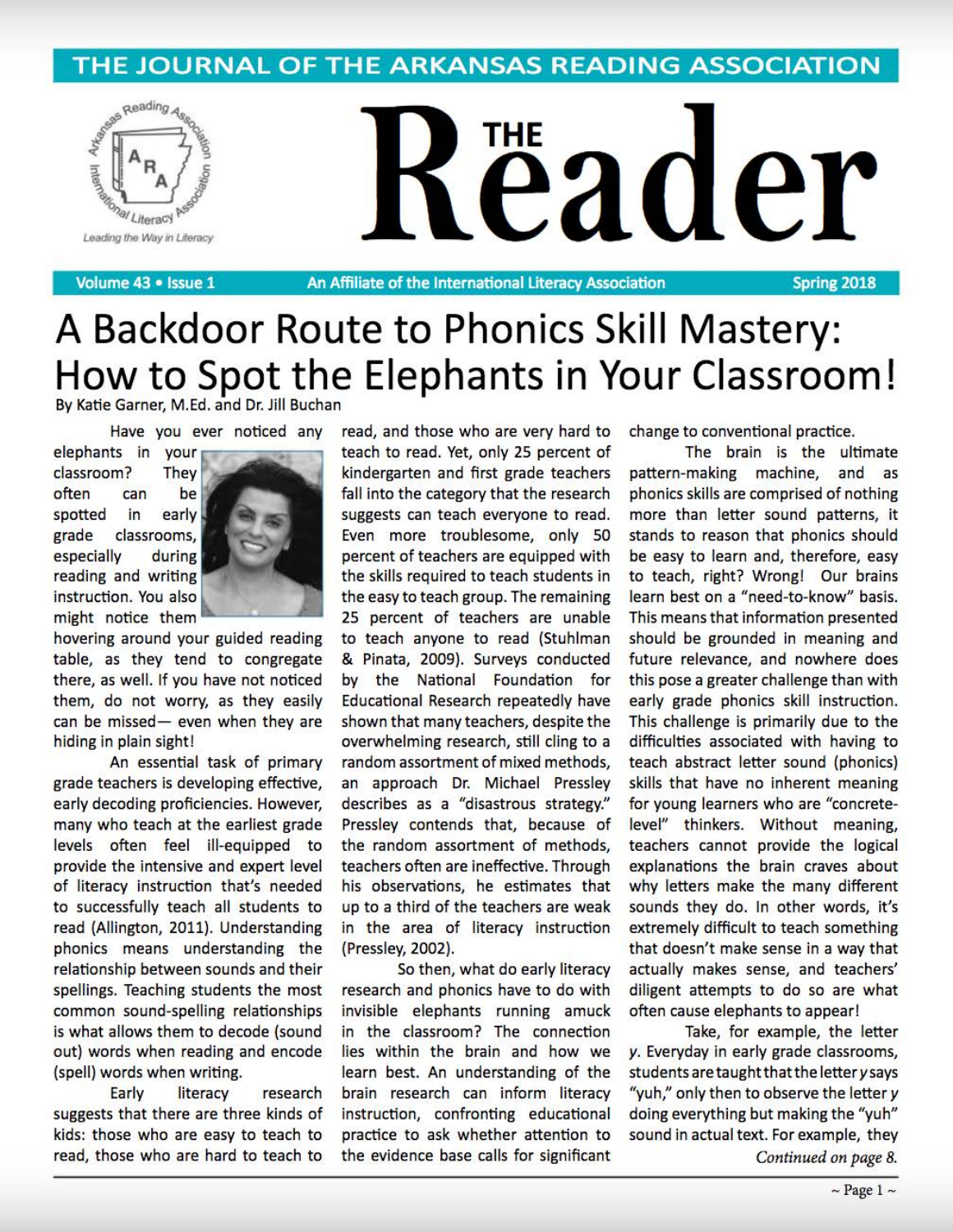# THE JOURNAL OF THE ARKANSAS READING ASSOCIATION

# THE Reader

Volume 43 • Issue 1 — An Affiliate of the International Literacy Association — Spring 2018

# A Backdoor Route to Phonics Skill Mastery: How to Spot the Elephants in Your Classroom!

By Katie Garner, M.Ed. and Dr. Jill Buchan

Have you ever noticed any elephants in your classroom? They often can be spotted in early grade classrooms, especially during reading and writing instruction. You also might notice them hovering around your guided reading table, as they tend to congregate there, as well. If you have not noticed them, do not worry, as they easily can be missed— even when they are hiding in plain sight!

An essential task of primary grade teachers is developing effective, early decoding proficiencies. However, many who teach at the earliest grade levels often feel ill-equipped to provide the intensive and expert level of literacy instruction that's needed to successfully teach all students to read (Allington, 2011). Understanding phonics means understanding the relationship between sounds and their spellings. Teaching students the most common sound-spelling relationships is what allows them to decode (sound out) words when reading and encode (spell) words when writing.

Early literacy research suggests that there are three kinds of kids: those who are easy to teach to read, those who are hard to teach to read, and those who are very hard to teach to read. Yet, only 25 percent of kindergarten and first grade teachers fall into the category that the research suggests can teach everyone to read. Even more troublesome, only 50 percent of teachers are equipped with the skills required to teach students in the easy to teach group. The remaining 25 percent of teachers are unable to teach anyone to read (Stuhlman & Pinata, 2009). Surveys conducted by the National Foundation for Educational Research repeatedly have shown that many teachers, despite the overwhelming research, still cling to a random assortment of mixed methods, an approach Dr. Michael Pressley describes as a "disastrous strategy." Pressley contends that, because of the random assortment of methods, teachers often are ineffective. Through his observations, he estimates that up to a third of the teachers are weak in the area of literacy instruction (Pressley, 2002).

So then, what do early literacy research and phonics have to do with invisible elephants running amuck in the classroom? The connection lies within the brain and how we learn best. An understanding of the brain research can inform literacy instruction, confronting educational practice to ask whether attention to the evidence base calls for significant change to conventional practice.

The brain is the ultimate pattern-making machine, and as phonics skills are comprised of nothing more than letter sound patterns, it stands to reason that phonics should be easy to learn and, therefore, easy to teach, right? Wrong! Our brains learn best on a "need-to-know" basis. This means that information presented should be grounded in meaning and future relevance, and nowhere does this pose a greater challenge than with early grade phonics skill instruction. This challenge is primarily due to the difficulties associated with having to teach abstract letter sound (phonics) skills that have no inherent meaning for young learners who are "concrete-level" thinkers. Without meaning, teachers cannot provide the logical explanations the brain craves about why letters make the many different sounds they do. In other words, it's extremely difficult to teach something that doesn't make sense in a way that actually makes sense, and teachers' diligent attempts to do so are what often cause elephants to appear!

Take, for example, the letter *y*. Everyday in early grade classrooms, students are taught that the letter *y* says "yuh," only then to observe the letter *y* doing everything but making the "yuh" sound in actual text. For example, they

*Continued on page 8.*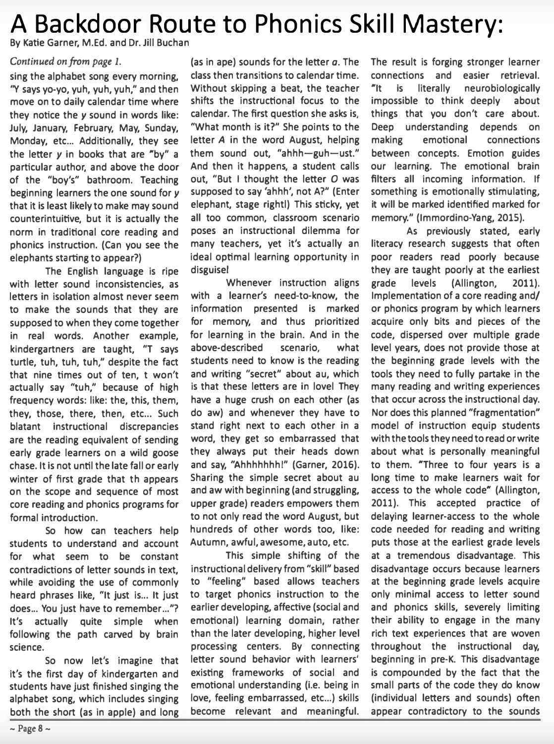# A Backdoor Route to Phonics Skill Mastery:

By Katie Garner, M.Ed. and Dr. Jill Buchan

*Continued on from page 1.*

sing the alphabet song every morning, "Y says yo-yo, yuh, yuh, yuh," and then move on to daily calendar time where they notice the *y* sound in words like: July, January, February, May, Sunday, Monday, etc... Additionally, they see the letter *y* in books that are "by" a particular author, and above the door of the "boy's" bathroom. Teaching beginning learners the one sound for *y* that it is least likely to make may sound counterintuitive, but it is actually the norm in traditional core reading and phonics instruction. (Can you see the elephants starting to appear?)

The English language is ripe with letter sound inconsistencies, as letters in isolation almost never seem to make the sounds that they are supposed to when they come together in real words. Another example, kindergartners are taught, "T says turtle, tuh, tuh, tuh," despite the fact that nine times out of ten, t won't actually say "tuh," because of high frequency words: like: the, this, them, they, those, there, then, etc... Such blatant instructional discrepancies are the reading equivalent of sending early grade learners on a wild goose chase. It is not until the late fall or early winter of first grade that th appears on the scope and sequence of most core reading and phonics programs for formal introduction.

So how can teachers help students to understand and account for what seem to be constant contradictions of letter sounds in text, while avoiding the use of commonly heard phrases like, "It just is... It just does... You just have to remember..."? It's actually quite simple when following the path carved by brain science.

So now let's imagine that it's the first day of kindergarten and students have just finished singing the alphabet song, which includes singing both the short (as in apple) and long (as in ape) sounds for the letter *a*. The class then transitions to calendar time. Without skipping a beat, the teacher shifts the instructional focus to the calendar. The first question she asks is, "What month is it?" She points to the letter *A* in the word August, helping them sound out, "ahhh—guh—ust." And then it happens, a student calls out, "But I thought the letter *O* was supposed to say 'ahhh', not A?" (Enter elephant, stage right!) This sticky, yet all too common, classroom scenario poses an instructional dilemma for many teachers, yet it's actually an ideal optimal learning opportunity in disguise!

Whenever instruction aligns with a learner's need-to-know, the information presented is marked for memory, and thus prioritized for learning in the brain. And in the above-described scenario, what students need to know is the reading and writing "secret" about au, which is that these letters are in love! They have a huge crush on each other (as do aw) and whenever they have to stand right next to each other in a word, they get so embarrassed that they always put their heads down and say, "Ahhhhhhh!" (Garner, 2016). Sharing the simple secret about au and aw with beginning (and struggling, upper grade) readers empowers them to not only read the word August, but hundreds of other words too, like: Autumn, awful, awesome, auto, etc.

This simple shifting of the instructional delivery from "skill" based to "feeling" based allows teachers to target phonics instruction to the earlier developing, affective (social and emotional) learning domain, rather than the later developing, higher level processing centers. By connecting letter sound behavior with learners' existing frameworks of social and emotional understanding (i.e. being in love, feeling embarrassed, etc...) skills become relevant and meaningful. The result is forging stronger learner connections and easier retrieval. "It is literally neurobiologically impossible to think deeply about things that you don't care about. Deep understanding depends on making emotional connections between concepts. Emotion guides our learning. The emotional brain filters all incoming information. If something is emotionally stimulating, it will be marked identified marked for memory." (Immordino-Yang, 2015).

As previously stated, early literacy research suggests that often poor readers read poorly because they are taught poorly at the earliest grade levels (Allington, 2011). Implementation of a core reading and/or phonics program by which learners acquire only bits and pieces of the code, dispersed over multiple grade level years, does not provide those at the beginning grade levels with the tools they need to fully partake in the many reading and writing experiences that occur across the instructional day. Nor does this planned "fragmentation" model of instruction equip students with the tools they need to read or write about what is personally meaningful to them. "Three to four years is a long time to make learners wait for access to the whole code" (Allington, 2011). This accepted practice of delaying learner-access to the whole code needed for reading and writing puts those at the earliest grade levels at a tremendous disadvantage. This disadvantage occurs because learners at the beginning grade levels acquire only minimal access to letter sound and phonics skills, severely limiting their ability to engage in the many rich text experiences that are woven throughout the instructional day, beginning in pre-K. This disadvantage is compounded by the fact that the small parts of the code they do know (individual letters and sounds) often appear contradictory to the sounds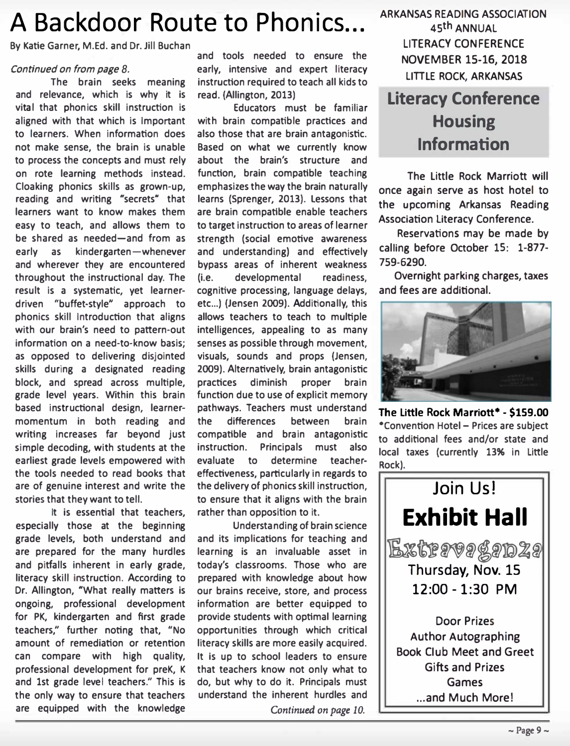# A Backdoor Route to Phonics...

By Katie Garner, M.Ed. and Dr. Jill Buchan

*Continued on from page 8.*

The brain seeks meaning and relevance, which is why it is vital that phonics skill instruction is aligned with that which is important to learners. When information does not make sense, the brain is unable to process the concepts and must rely on rote learning methods instead. Cloaking phonics skills as grown-up, reading and writing "secrets" that learners want to know makes them easy to teach, and allows them to be shared as needed—and from as early as kindergarten—whenever and wherever they are encountered throughout the instructional day. The result is a systematic, yet learner-driven "buffet-style" approach to phonics skill introduction that aligns with our brain's need to pattern-out information on a need-to-know basis; as opposed to delivering disjointed skills during a designated reading block, and spread across multiple, grade level years. Within this brain based instructional design, learner-momentum in both reading and writing increases far beyond just simple decoding, with students at the earliest grade levels empowered with the tools needed to read books that are of genuine interest and write the stories that they want to tell.

It is essential that teachers, especially those at the beginning grade levels, both understand and are prepared for the many hurdles and pitfalls inherent in early grade, literacy skill instruction. According to Dr. Allington, "What really matters is ongoing, professional development for PK, kindergarten and first grade teachers," further noting that, "No amount of remediation or retention can compare with high quality, professional development for preK, K and 1st grade level teachers." This is the only way to ensure that teachers are equipped with the knowledge and tools needed to ensure the early, intensive and expert literacy instruction required to teach all kids to read. (Allington, 2013)

Educators must be familiar with brain compatible practices and also those that are brain antagonistic. Based on what we currently know about the brain's structure and function, brain compatible teaching emphasizes the way the brain naturally learns (Sprenger, 2013). Lessons that are brain compatible enable teachers to target instruction to areas of learner strength (social emotive awareness and understanding) and effectively bypass areas of inherent weakness (i.e. developmental readiness, cognitive processing, language delays, etc...) (Jensen 2009). Additionally, this allows teachers to teach to multiple intelligences, appealing to as many senses as possible through movement, visuals, sounds and props (Jensen, 2009). Alternatively, brain antagonistic practices diminish proper brain function due to use of explicit memory pathways. Teachers must understand the differences between brain compatible and brain antagonistic instruction. Principals must also evaluate to determine teacher-effectiveness, particularly in regards to the delivery of phonics skill instruction, to ensure that it aligns with the brain rather than opposition to it.

Understanding of brain science and its implications for teaching and learning is an invaluable asset in today's classrooms. Those who are prepared with knowledge about how our brains receive, store, and process information are better equipped to provide students with optimal learning opportunities through which critical literacy skills are more easily acquired. It is up to school leaders to ensure that teachers know not only what to do, but why to do it. Principals must understand the inherent hurdles and

*Continued on page 10.*

---

ARKANSAS READING ASSOCIATION
45th ANNUAL
LITERACY CONFERENCE
NOVEMBER 15-16, 2018
LITTLE ROCK, ARKANSAS

## Literacy Conference Housing Information

The Little Rock Marriott will once again serve as host hotel to the upcoming Arkansas Reading Association Literacy Conference.

Reservations may be made by calling before October 15: 1-877-759-6290.

Overnight parking charges, taxes and fees are additional.

**The Little Rock Marriott* - $159.00**
*Convention Hotel – Prices are subject to additional fees and/or state and local taxes (currently **13%** in Little Rock).

---

Join Us!

## Exhibit Hall

Extravaganza

Thursday, Nov. 15
12:00 - 1:30 PM

Door Prizes
Author Autographing
Book Club Meet and Greet
Gifts and Prizes
Games
...and Much More!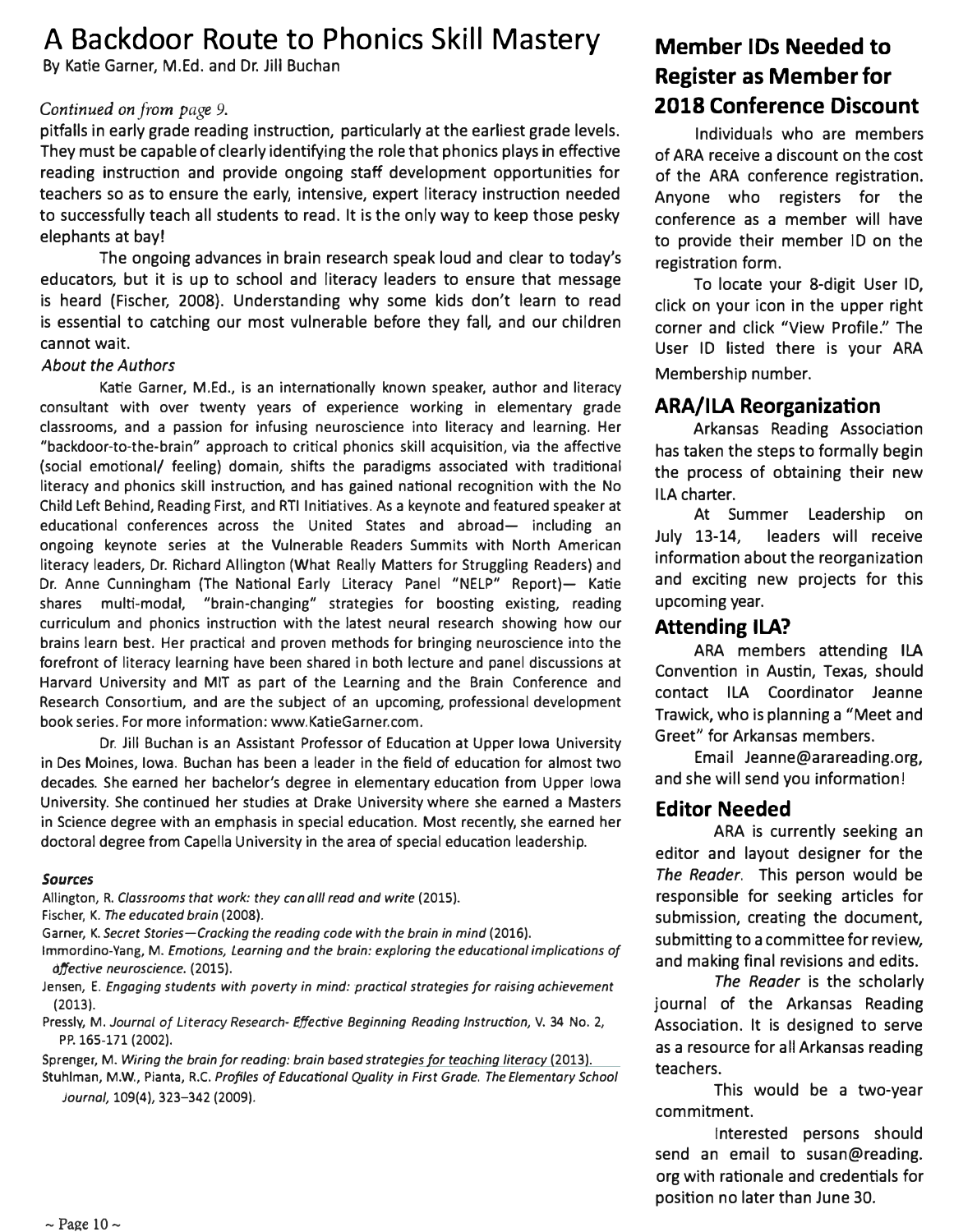# A Backdoor Route to Phonics Skill Mastery

By Katie Garner, M.Ed. and Dr. Jill Buchan

*Continued on from page 9.*

pitfalls in early grade reading instruction, particularly at the earliest grade levels. They must be capable of clearly identifying the role that phonics plays in effective reading instruction and provide ongoing staff development opportunities for teachers so as to ensure the early, intensive, expert literacy instruction needed to successfully teach all students to read. It is the only way to keep those pesky elephants at bay!

The ongoing advances in brain research speak loud and clear to today's educators, but it is up to school and literacy leaders to ensure that message is heard (Fischer, 2008). Understanding why some kids don't learn to read is essential to catching our most vulnerable before they fall, and our children cannot wait.

### *About the Authors*

Katie Garner, M.Ed., is an internationally known speaker, author and literacy consultant with over twenty years of experience working in elementary grade classrooms, and a passion for infusing neuroscience into literacy and learning. Her "backdoor-to-the-brain" approach to critical phonics skill acquisition, via the affective (social emotional/ feeling) domain, shifts the paradigms associated with traditional literacy and phonics skill instruction, and has gained national recognition with the No Child Left Behind, Reading First, and RTI Initiatives. As a keynote and featured speaker at educational conferences across the United States and abroad— including an ongoing keynote series at the Vulnerable Readers Summits with North American literacy leaders, Dr. Richard Allington (What Really Matters for Struggling Readers) and Dr. Anne Cunningham (The National Early Literacy Panel "NELP" Report)— Katie shares multi-modal, "brain-changing" strategies for boosting existing, reading curriculum and phonics instruction with the latest neural research showing how our brains learn best. Her practical and proven methods for bringing neuroscience into the forefront of literacy learning have been shared in both lecture and panel discussions at Harvard University and MIT as part of the Learning and the Brain Conference and Research Consortium, and are the subject of an upcoming, professional development book series. For more information: www.KatieGarner.com.

Dr. Jill Buchan is an Assistant Professor of Education at Upper Iowa University in Des Moines, Iowa. Buchan has been a leader in the field of education for almost two decades. She earned her bachelor's degree in elementary education from Upper Iowa University. She continued her studies at Drake University where she earned a Masters in Science degree with an emphasis in special education. Most recently, she earned her doctoral degree from Capella University in the area of special education leadership.

### *Sources*

Allington, R. *Classrooms that work: they can alll read and write* (2015).

Fischer, K. *The educated brain* (2008).

Garner, K. *Secret Stories—Cracking the reading code with the brain in mind* (2016).

Immordino-Yang, M. *Emotions, Learning and the brain: exploring the educational implications of affective neuroscience.* (2015).

Jensen, E. *Engaging students with poverty in mind: practical strategies for raising achievement* (2013).

Pressly, M. *Journal of Literacy Research- Effective Beginning Reading Instruction,* V. 34 No. 2, PP. 165-171 (2002).

Sprenger, M. *Wiring the brain for reading: brain based strategies for teaching literacy* (2013).

Stuhlman, M.W., Pianta, R.C. *Profiles of Educational Quality in First Grade. The Elementary School Journal,* 109(4), 323–342 (2009).

## Member IDs Needed to Register as Member for 2018 Conference Discount

Individuals who are members of ARA receive a discount on the cost of the ARA conference registration. Anyone who registers for the conference as a member will have to provide their member ID on the registration form.

To locate your 8-digit User ID, click on your icon in the upper right corner and click "View Profile." The User ID listed there is your ARA Membership number.

## ARA/ILA Reorganization

Arkansas Reading Association has taken the steps to formally begin the process of obtaining their new ILA charter.

At Summer Leadership on July 13-14, leaders will receive information about the reorganization and exciting new projects for this upcoming year.

## Attending ILA?

ARA members attending ILA Convention in Austin, Texas, should contact ILA Coordinator Jeanne Trawick, who is planning a "Meet and Greet" for Arkansas members.

Email Jeanne@arareading.org, and she will send you information!

## Editor Needed

ARA is currently seeking an editor and layout designer for the *The Reader*. This person would be responsible for seeking articles for submission, creating the document, submitting to a committee for review, and making final revisions and edits.

*The Reader* is the scholarly journal of the Arkansas Reading Association. It is designed to serve as a resource for all Arkansas reading teachers.

This would be a two-year commitment.

Interested persons should send an email to susan@reading.org with rationale and credentials for position no later than June 30.